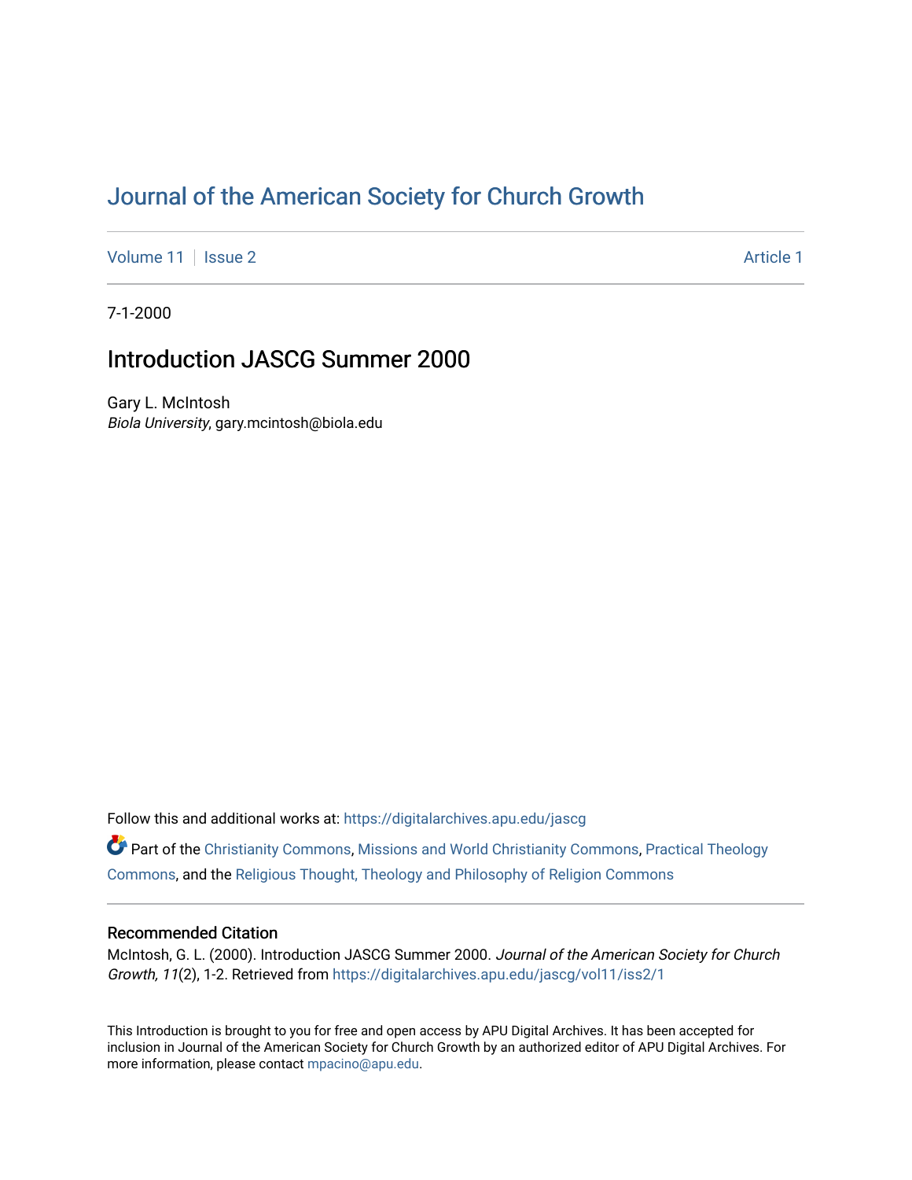# Journal of the American Society for Church Growth

Volume 11 | Issue 2 | Article 1

7-1-2000

## Introduction JASCG Summer 2000

Gary L. McIntosh
*Biola University*, gary.mcintosh@biola.edu

Follow this and additional works at: https://digitalarchives.apu.edu/jascg

Part of the Christianity Commons, Missions and World Christianity Commons, Practical Theology Commons, and the Religious Thought, Theology and Philosophy of Religion Commons

### Recommended Citation

McIntosh, G. L. (2000). Introduction JASCG Summer 2000. *Journal of the American Society for Church Growth, 11*(2), 1-2. Retrieved from https://digitalarchives.apu.edu/jascg/vol11/iss2/1

This Introduction is brought to you for free and open access by APU Digital Archives. It has been accepted for inclusion in Journal of the American Society for Church Growth by an authorized editor of APU Digital Archives. For more information, please contact mpacino@apu.edu.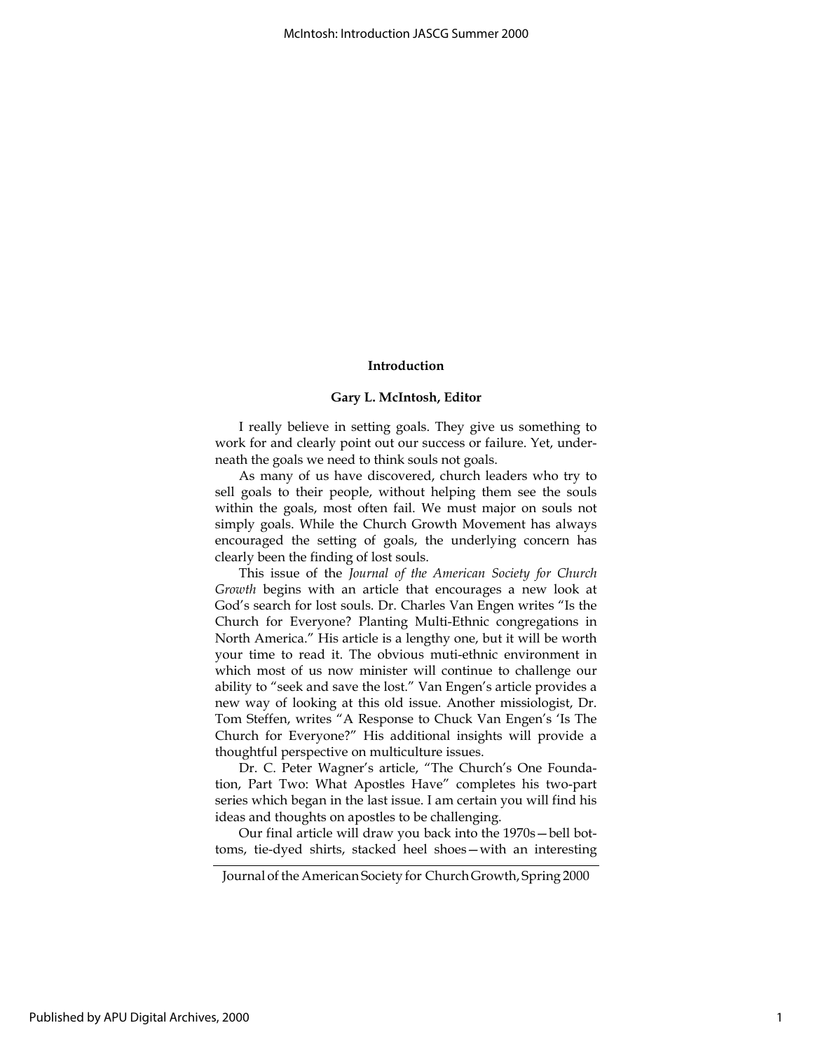**Introduction**

**Gary L. McIntosh, Editor**

I really believe in setting goals. They give us something to work for and clearly point out our success or failure. Yet, underneath the goals we need to think souls not goals.

As many of us have discovered, church leaders who try to sell goals to their people, without helping them see the souls within the goals, most often fail. We must major on souls not simply goals. While the Church Growth Movement has always encouraged the setting of goals, the underlying concern has clearly been the finding of lost souls.

This issue of the *Journal of the American Society for Church Growth* begins with an article that encourages a new look at God's search for lost souls. Dr. Charles Van Engen writes "Is the Church for Everyone? Planting Multi-Ethnic congregations in North America." His article is a lengthy one, but it will be worth your time to read it. The obvious muti-ethnic environment in which most of us now minister will continue to challenge our ability to "seek and save the lost." Van Engen's article provides a new way of looking at this old issue. Another missiologist, Dr. Tom Steffen, writes "A Response to Chuck Van Engen's 'Is The Church for Everyone?" His additional insights will provide a thoughtful perspective on multiculture issues.

Dr. C. Peter Wagner's article, "The Church's One Foundation, Part Two: What Apostles Have" completes his two-part series which began in the last issue. I am certain you will find his ideas and thoughts on apostles to be challenging.

Our final article will draw you back into the 1970s—bell bottoms, tie-dyed shirts, stacked heel shoes—with an interesting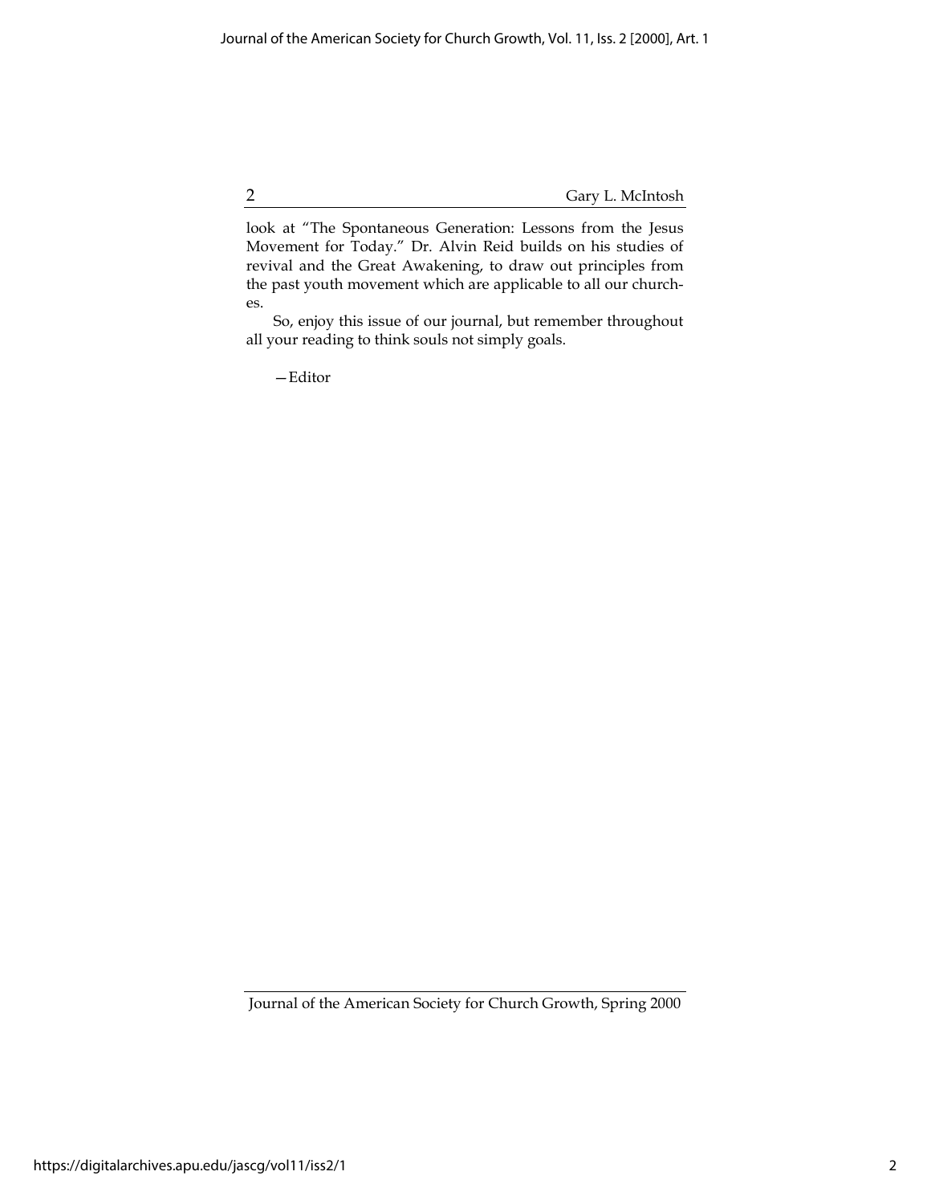look at "The Spontaneous Generation: Lessons from the Jesus Movement for Today." Dr. Alvin Reid builds on his studies of revival and the Great Awakening, to draw out principles from the past youth movement which are applicable to all our churches.

So, enjoy this issue of our journal, but remember throughout all your reading to think souls not simply goals.

—Editor